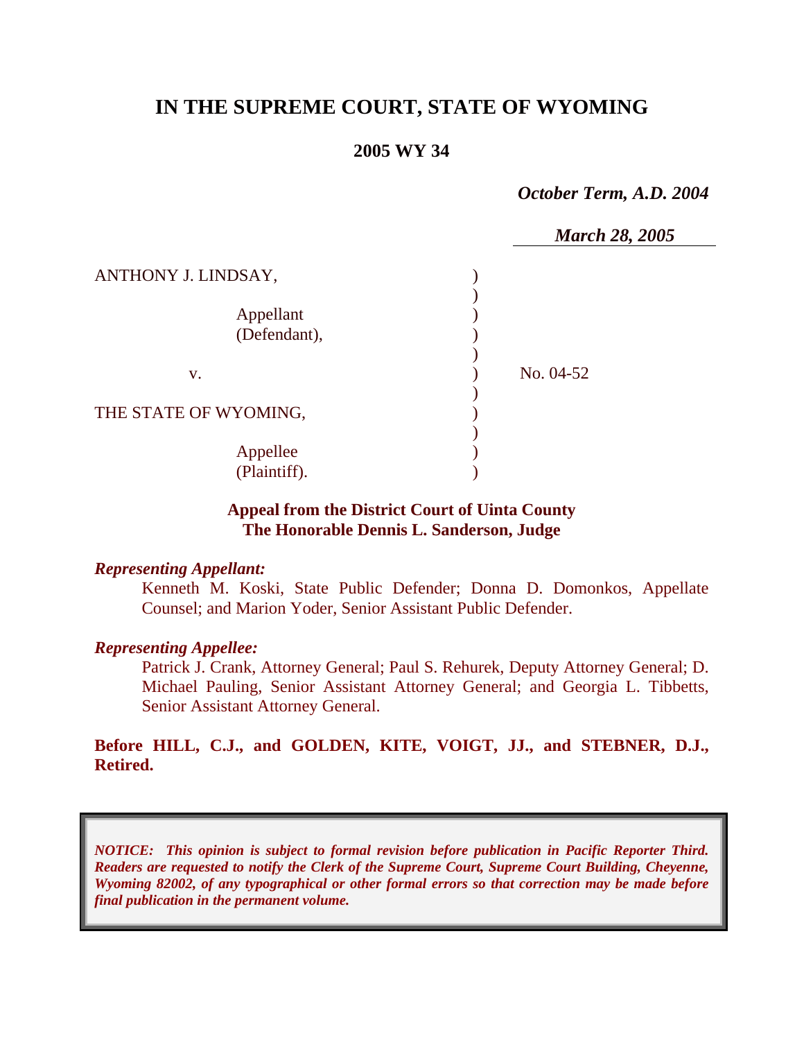# IN THE SUPREME COURT, STATE OF WYOMING

**2005 WY 34**

*October Term, A.D. 2004*

*March 28, 2005*

ANTHONY J. LINDSAY,

Appellant (Defendant),

v.

No. 04-52

THE STATE OF WYOMING,

Appellee (Plaintiff).

**Appeal from the District Court of Uinta County**
**The Honorable Dennis L. Sanderson, Judge**

***Representing Appellant:***

Kenneth M. Koski, State Public Defender; Donna D. Domonkos, Appellate Counsel; and Marion Yoder, Senior Assistant Public Defender.

***Representing Appellee:***

Patrick J. Crank, Attorney General; Paul S. Rehurek, Deputy Attorney General; D. Michael Pauling, Senior Assistant Attorney General; and Georgia L. Tibbetts, Senior Assistant Attorney General.

**Before HILL, C.J., and GOLDEN, KITE, VOIGT, JJ., and STEBNER, D.J., Retired.**

***NOTICE: This opinion is subject to formal revision before publication in Pacific Reporter Third. Readers are requested to notify the Clerk of the Supreme Court, Supreme Court Building, Cheyenne, Wyoming 82002, of any typographical or other formal errors so that correction may be made before final publication in the permanent volume.***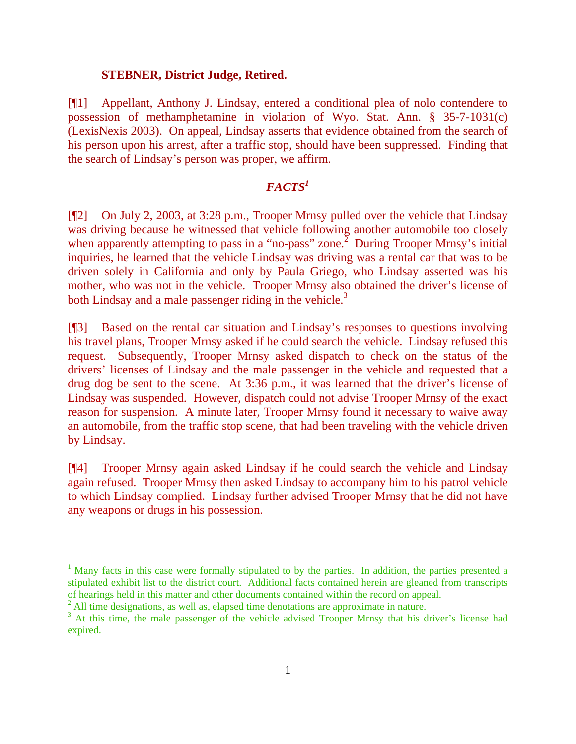**STEBNER, District Judge, Retired.**

[¶1] Appellant, Anthony J. Lindsay, entered a conditional plea of nolo contendere to possession of methamphetamine in violation of Wyo. Stat. Ann. § 35-7-1031(c) (LexisNexis 2003). On appeal, Lindsay asserts that evidence obtained from the search of his person upon his arrest, after a traffic stop, should have been suppressed. Finding that the search of Lindsay's person was proper, we affirm.

## *FACTS*[1]

[¶2] On July 2, 2003, at 3:28 p.m., Trooper Mrnsy pulled over the vehicle that Lindsay was driving because he witnessed that vehicle following another automobile too closely when apparently attempting to pass in a "no-pass" zone.[2] During Trooper Mrnsy's initial inquiries, he learned that the vehicle Lindsay was driving was a rental car that was to be driven solely in California and only by Paula Griego, who Lindsay asserted was his mother, who was not in the vehicle. Trooper Mrnsy also obtained the driver's license of both Lindsay and a male passenger riding in the vehicle.[3]

[¶3] Based on the rental car situation and Lindsay's responses to questions involving his travel plans, Trooper Mrnsy asked if he could search the vehicle. Lindsay refused this request. Subsequently, Trooper Mrnsy asked dispatch to check on the status of the drivers' licenses of Lindsay and the male passenger in the vehicle and requested that a drug dog be sent to the scene. At 3:36 p.m., it was learned that the driver's license of Lindsay was suspended. However, dispatch could not advise Trooper Mrnsy of the exact reason for suspension. A minute later, Trooper Mrnsy found it necessary to waive away an automobile, from the traffic stop scene, that had been traveling with the vehicle driven by Lindsay.

[¶4] Trooper Mrnsy again asked Lindsay if he could search the vehicle and Lindsay again refused. Trooper Mrnsy then asked Lindsay to accompany him to his patrol vehicle to which Lindsay complied. Lindsay further advised Trooper Mrnsy that he did not have any weapons or drugs in his possession.

---

[1] Many facts in this case were formally stipulated to by the parties. In addition, the parties presented a stipulated exhibit list to the district court. Additional facts contained herein are gleaned from transcripts of hearings held in this matter and other documents contained within the record on appeal.

[2] All time designations, as well as, elapsed time denotations are approximate in nature.

[3] At this time, the male passenger of the vehicle advised Trooper Mrnsy that his driver's license had expired.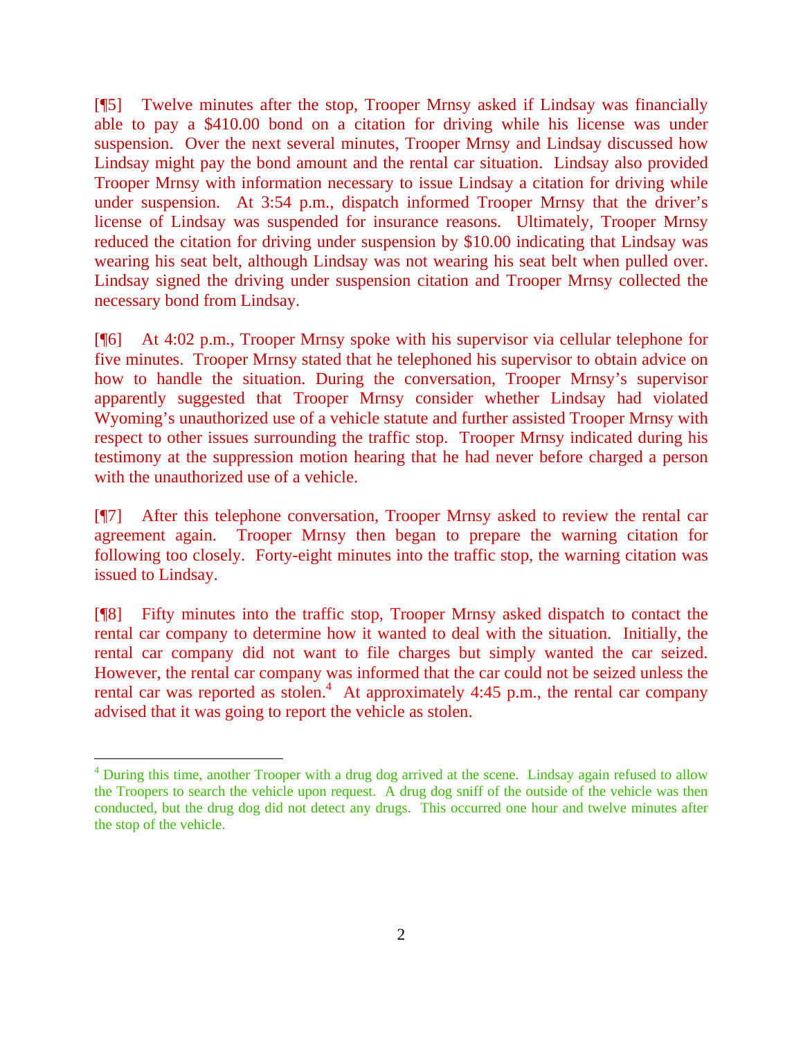[¶5] Twelve minutes after the stop, Trooper Mrnsy asked if Lindsay was financially able to pay a $410.00 bond on a citation for driving while his license was under suspension. Over the next several minutes, Trooper Mrnsy and Lindsay discussed how Lindsay might pay the bond amount and the rental car situation. Lindsay also provided Trooper Mrnsy with information necessary to issue Lindsay a citation for driving while under suspension. At 3:54 p.m., dispatch informed Trooper Mrnsy that the driver's license of Lindsay was suspended for insurance reasons. Ultimately, Trooper Mrnsy reduced the citation for driving under suspension by $10.00 indicating that Lindsay was wearing his seat belt, although Lindsay was not wearing his seat belt when pulled over. Lindsay signed the driving under suspension citation and Trooper Mrnsy collected the necessary bond from Lindsay.

[¶6] At 4:02 p.m., Trooper Mrnsy spoke with his supervisor via cellular telephone for five minutes. Trooper Mrnsy stated that he telephoned his supervisor to obtain advice on how to handle the situation. During the conversation, Trooper Mrnsy's supervisor apparently suggested that Trooper Mrnsy consider whether Lindsay had violated Wyoming's unauthorized use of a vehicle statute and further assisted Trooper Mrnsy with respect to other issues surrounding the traffic stop. Trooper Mrnsy indicated during his testimony at the suppression motion hearing that he had never before charged a person with the unauthorized use of a vehicle.

[¶7] After this telephone conversation, Trooper Mrnsy asked to review the rental car agreement again. Trooper Mrnsy then began to prepare the warning citation for following too closely. Forty-eight minutes into the traffic stop, the warning citation was issued to Lindsay.

[¶8] Fifty minutes into the traffic stop, Trooper Mrnsy asked dispatch to contact the rental car company to determine how it wanted to deal with the situation. Initially, the rental car company did not want to file charges but simply wanted the car seized. However, the rental car company was informed that the car could not be seized unless the rental car was reported as stolen.[4] At approximately 4:45 p.m., the rental car company advised that it was going to report the vehicle as stolen.

---

[4] During this time, another Trooper with a drug dog arrived at the scene. Lindsay again refused to allow the Troopers to search the vehicle upon request. A drug dog sniff of the outside of the vehicle was then conducted, but the drug dog did not detect any drugs. This occurred one hour and twelve minutes after the stop of the vehicle.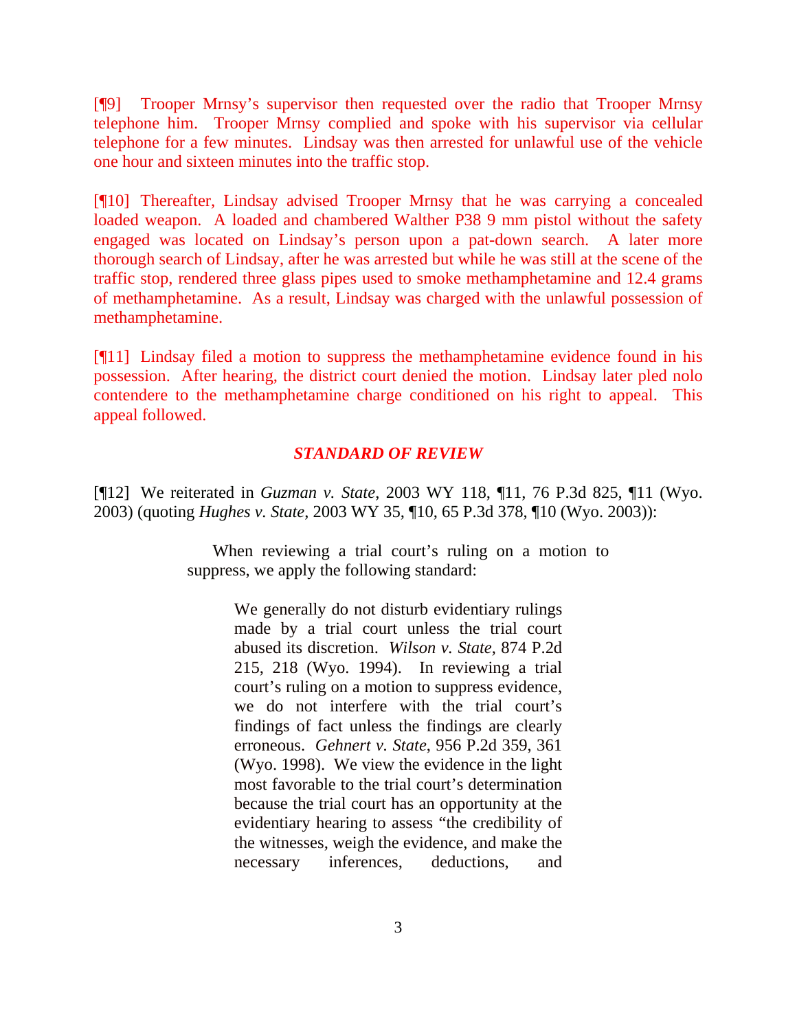[¶9] Trooper Mrnsy's supervisor then requested over the radio that Trooper Mrnsy telephone him. Trooper Mrnsy complied and spoke with his supervisor via cellular telephone for a few minutes. Lindsay was then arrested for unlawful use of the vehicle one hour and sixteen minutes into the traffic stop.

[¶10] Thereafter, Lindsay advised Trooper Mrnsy that he was carrying a concealed loaded weapon. A loaded and chambered Walther P38 9 mm pistol without the safety engaged was located on Lindsay's person upon a pat-down search. A later more thorough search of Lindsay, after he was arrested but while he was still at the scene of the traffic stop, rendered three glass pipes used to smoke methamphetamine and 12.4 grams of methamphetamine. As a result, Lindsay was charged with the unlawful possession of methamphetamine.

[¶11] Lindsay filed a motion to suppress the methamphetamine evidence found in his possession. After hearing, the district court denied the motion. Lindsay later pled nolo contendere to the methamphetamine charge conditioned on his right to appeal. This appeal followed.

### *STANDARD OF REVIEW*

[¶12] We reiterated in *Guzman v. State*, 2003 WY 118, ¶11, 76 P.3d 825, ¶11 (Wyo. 2003) (quoting *Hughes v. State*, 2003 WY 35, ¶10, 65 P.3d 378, ¶10 (Wyo. 2003)):

> When reviewing a trial court's ruling on a motion to suppress, we apply the following standard:
>
> > We generally do not disturb evidentiary rulings made by a trial court unless the trial court abused its discretion. *Wilson v. State*, 874 P.2d 215, 218 (Wyo. 1994). In reviewing a trial court's ruling on a motion to suppress evidence, we do not interfere with the trial court's findings of fact unless the findings are clearly erroneous. *Gehnert v. State*, 956 P.2d 359, 361 (Wyo. 1998). We view the evidence in the light most favorable to the trial court's determination because the trial court has an opportunity at the evidentiary hearing to assess "the credibility of the witnesses, weigh the evidence, and make the necessary inferences, deductions, and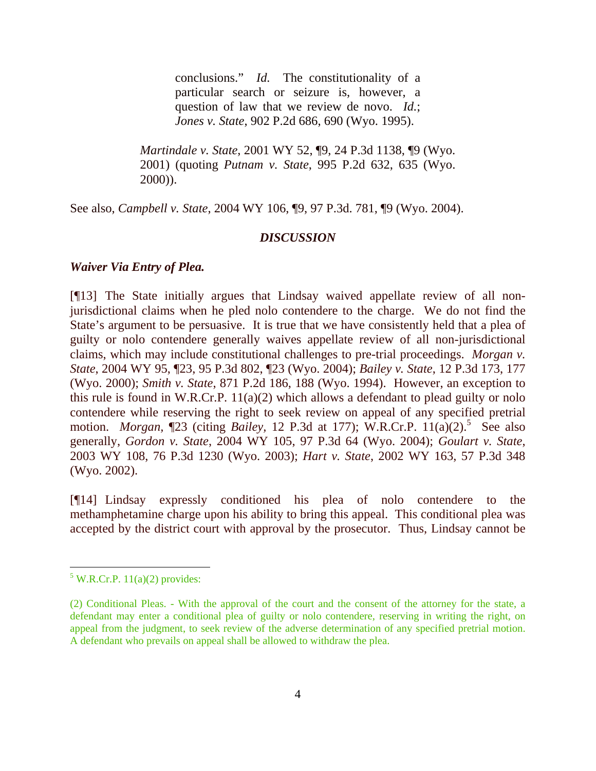> conclusions." *Id.* The constitutionality of a particular search or seizure is, however, a question of law that we review de novo. *Id.*; *Jones v. State*, 902 P.2d 686, 690 (Wyo. 1995).

> *Martindale v. State*, 2001 WY 52, ¶9, 24 P.3d 1138, ¶9 (Wyo. 2001) (quoting *Putnam v. State*, 995 P.2d 632, 635 (Wyo. 2000)).

See also, *Campbell v. State*, 2004 WY 106, ¶9, 97 P.3d. 781, ¶9 (Wyo. 2004).

## *DISCUSSION*

### *Waiver Via Entry of Plea.*

[¶13] The State initially argues that Lindsay waived appellate review of all non-jurisdictional claims when he pled nolo contendere to the charge. We do not find the State's argument to be persuasive. It is true that we have consistently held that a plea of guilty or nolo contendere generally waives appellate review of all non-jurisdictional claims, which may include constitutional challenges to pre-trial proceedings. *Morgan v. State*, 2004 WY 95, ¶23, 95 P.3d 802, ¶23 (Wyo. 2004); *Bailey v. State*, 12 P.3d 173, 177 (Wyo. 2000); *Smith v. State*, 871 P.2d 186, 188 (Wyo. 1994). However, an exception to this rule is found in W.R.Cr.P. 11(a)(2) which allows a defendant to plead guilty or nolo contendere while reserving the right to seek review on appeal of any specified pretrial motion. *Morgan*, ¶23 (citing *Bailey*, 12 P.3d at 177); W.R.Cr.P. 11(a)(2).[5] See also generally, *Gordon v. State*, 2004 WY 105, 97 P.3d 64 (Wyo. 2004); *Goulart v. State*, 2003 WY 108, 76 P.3d 1230 (Wyo. 2003); *Hart v. State*, 2002 WY 163, 57 P.3d 348 (Wyo. 2002).

[¶14] Lindsay expressly conditioned his plea of nolo contendere to the methamphetamine charge upon his ability to bring this appeal. This conditional plea was accepted by the district court with approval by the prosecutor. Thus, Lindsay cannot be

---

[5] W.R.Cr.P. 11(a)(2) provides:

(2) Conditional Pleas. - With the approval of the court and the consent of the attorney for the state, a defendant may enter a conditional plea of guilty or nolo contendere, reserving in writing the right, on appeal from the judgment, to seek review of the adverse determination of any specified pretrial motion. A defendant who prevails on appeal shall be allowed to withdraw the plea.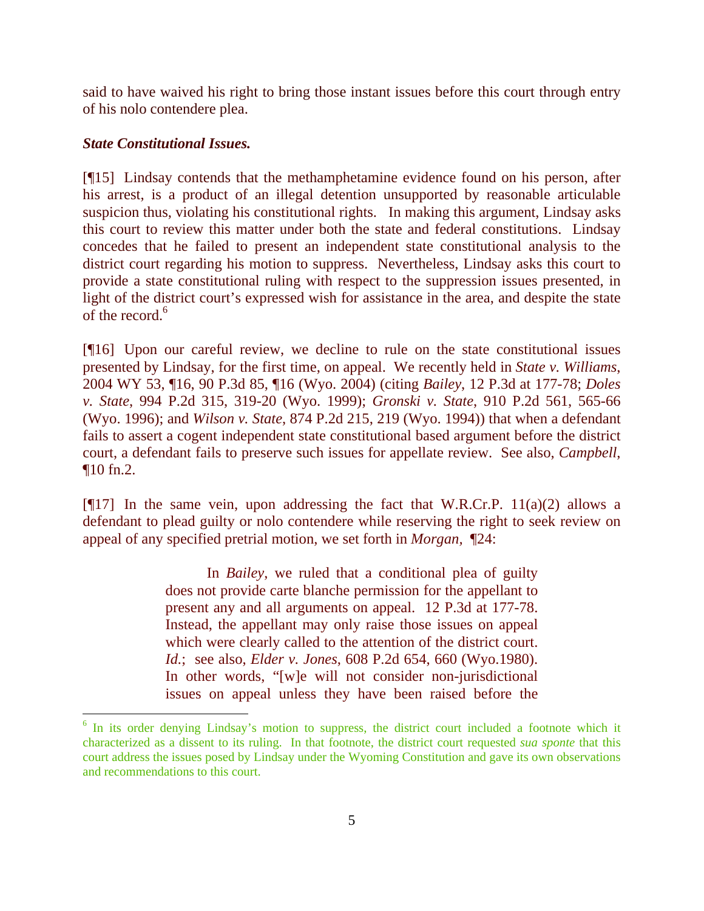said to have waived his right to bring those instant issues before this court through entry of his nolo contendere plea.

***State Constitutional Issues.***

[¶15] Lindsay contends that the methamphetamine evidence found on his person, after his arrest, is a product of an illegal detention unsupported by reasonable articulable suspicion thus, violating his constitutional rights. In making this argument, Lindsay asks this court to review this matter under both the state and federal constitutions. Lindsay concedes that he failed to present an independent state constitutional analysis to the district court regarding his motion to suppress. Nevertheless, Lindsay asks this court to provide a state constitutional ruling with respect to the suppression issues presented, in light of the district court's expressed wish for assistance in the area, and despite the state of the record.[6]

[¶16] Upon our careful review, we decline to rule on the state constitutional issues presented by Lindsay, for the first time, on appeal. We recently held in *State v. Williams*, 2004 WY 53, ¶16, 90 P.3d 85, ¶16 (Wyo. 2004) (citing *Bailey*, 12 P.3d at 177-78; *Doles v. State*, 994 P.2d 315, 319-20 (Wyo. 1999); *Gronski v. State*, 910 P.2d 561, 565-66 (Wyo. 1996); and *Wilson v. State*, 874 P.2d 215, 219 (Wyo. 1994)) that when a defendant fails to assert a cogent independent state constitutional based argument before the district court, a defendant fails to preserve such issues for appellate review. See also, *Campbell*, ¶10 fn.2.

[¶17] In the same vein, upon addressing the fact that W.R.Cr.P. 11(a)(2) allows a defendant to plead guilty or nolo contendere while reserving the right to seek review on appeal of any specified pretrial motion, we set forth in *Morgan*, ¶24:

> In *Bailey*, we ruled that a conditional plea of guilty does not provide carte blanche permission for the appellant to present any and all arguments on appeal. 12 P.3d at 177-78. Instead, the appellant may only raise those issues on appeal which were clearly called to the attention of the district court. *Id.*; see also, *Elder v. Jones*, 608 P.2d 654, 660 (Wyo.1980). In other words, "[w]e will not consider non-jurisdictional issues on appeal unless they have been raised before the

---

[6] In its order denying Lindsay's motion to suppress, the district court included a footnote which it characterized as a dissent to its ruling. In that footnote, the district court requested *sua sponte* that this court address the issues posed by Lindsay under the Wyoming Constitution and gave its own observations and recommendations to this court.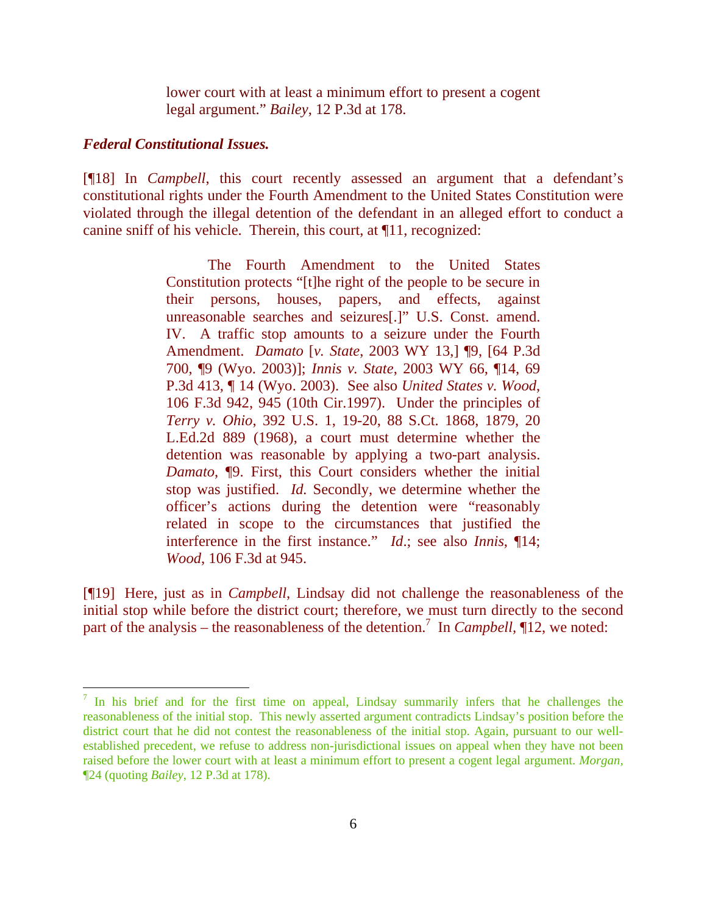> lower court with at least a minimum effort to present a cogent legal argument." *Bailey*, 12 P.3d at 178.

***Federal Constitutional Issues.***

[¶18] In *Campbell*, this court recently assessed an argument that a defendant's constitutional rights under the Fourth Amendment to the United States Constitution were violated through the illegal detention of the defendant in an alleged effort to conduct a canine sniff of his vehicle. Therein, this court, at ¶11, recognized:

> The Fourth Amendment to the United States Constitution protects "[t]he right of the people to be secure in their persons, houses, papers, and effects, against unreasonable searches and seizures[.]" U.S. Const. amend. IV. A traffic stop amounts to a seizure under the Fourth Amendment. *Damato* [*v. State*, 2003 WY 13,] ¶9, [64 P.3d 700, ¶9 (Wyo. 2003)]; *Innis v. State*, 2003 WY 66, ¶14, 69 P.3d 413, ¶ 14 (Wyo. 2003). See also *United States v. Wood*, 106 F.3d 942, 945 (10th Cir.1997). Under the principles of *Terry v. Ohio*, 392 U.S. 1, 19-20, 88 S.Ct. 1868, 1879, 20 L.Ed.2d 889 (1968), a court must determine whether the detention was reasonable by applying a two-part analysis. *Damato*, ¶9. First, this Court considers whether the initial stop was justified. *Id.* Secondly, we determine whether the officer's actions during the detention were "reasonably related in scope to the circumstances that justified the interference in the first instance." *Id*.; see also *Innis*, ¶14; *Wood*, 106 F.3d at 945.

[¶19] Here, just as in *Campbell*, Lindsay did not challenge the reasonableness of the initial stop while before the district court; therefore, we must turn directly to the second part of the analysis – the reasonableness of the detention.[7] In *Campbell*, ¶12, we noted:

---

[7] In his brief and for the first time on appeal, Lindsay summarily infers that he challenges the reasonableness of the initial stop. This newly asserted argument contradicts Lindsay's position before the district court that he did not contest the reasonableness of the initial stop. Again, pursuant to our well-established precedent, we refuse to address non-jurisdictional issues on appeal when they have not been raised before the lower court with at least a minimum effort to present a cogent legal argument. *Morgan*, ¶24 (quoting *Bailey*, 12 P.3d at 178).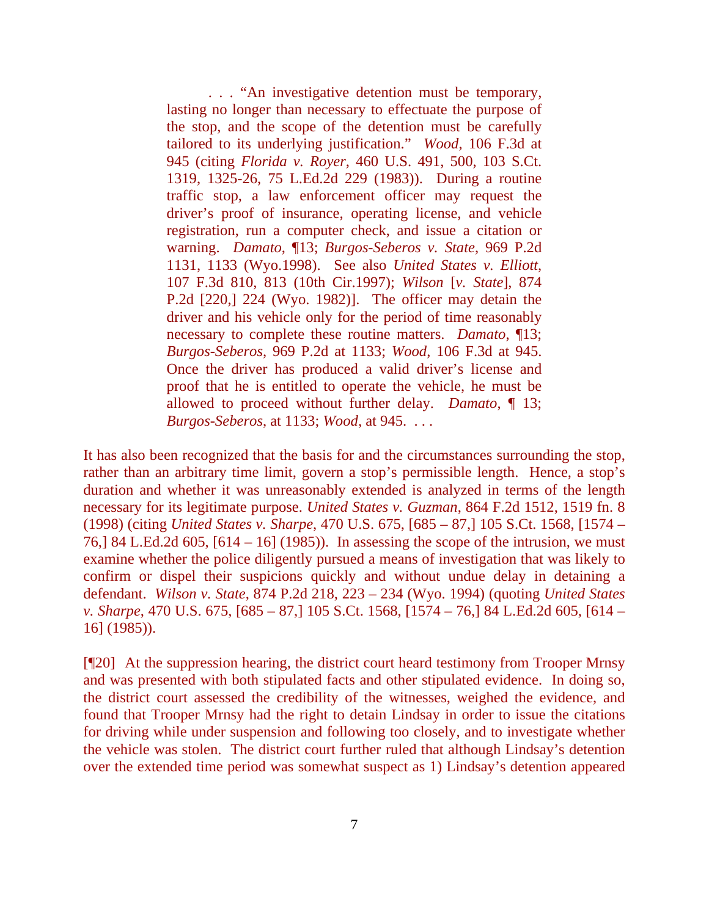> . . . "An investigative detention must be temporary, lasting no longer than necessary to effectuate the purpose of the stop, and the scope of the detention must be carefully tailored to its underlying justification." *Wood*, 106 F.3d at 945 (citing *Florida v. Royer*, 460 U.S. 491, 500, 103 S.Ct. 1319, 1325-26, 75 L.Ed.2d 229 (1983)). During a routine traffic stop, a law enforcement officer may request the driver's proof of insurance, operating license, and vehicle registration, run a computer check, and issue a citation or warning. *Damato*, ¶13; *Burgos-Seberos v. State*, 969 P.2d 1131, 1133 (Wyo.1998). See also *United States v. Elliott*, 107 F.3d 810, 813 (10th Cir.1997); *Wilson* [*v. State*], 874 P.2d [220,] 224 (Wyo. 1982)]. The officer may detain the driver and his vehicle only for the period of time reasonably necessary to complete these routine matters. *Damato*, ¶13; *Burgos-Seberos*, 969 P.2d at 1133; *Wood*, 106 F.3d at 945. Once the driver has produced a valid driver's license and proof that he is entitled to operate the vehicle, he must be allowed to proceed without further delay. *Damato*, ¶ 13; *Burgos-Seberos*, at 1133; *Wood*, at 945. . . .

It has also been recognized that the basis for and the circumstances surrounding the stop, rather than an arbitrary time limit, govern a stop's permissible length. Hence, a stop's duration and whether it was unreasonably extended is analyzed in terms of the length necessary for its legitimate purpose. *United States v. Guzman*, 864 F.2d 1512, 1519 fn. 8 (1998) (citing *United States v. Sharpe*, 470 U.S. 675, [685 – 87,] 105 S.Ct. 1568, [1574 – 76,] 84 L.Ed.2d 605, [614 – 16] (1985)). In assessing the scope of the intrusion, we must examine whether the police diligently pursued a means of investigation that was likely to confirm or dispel their suspicions quickly and without undue delay in detaining a defendant. *Wilson v. State*, 874 P.2d 218, 223 – 234 (Wyo. 1994) (quoting *United States v. Sharpe*, 470 U.S. 675, [685 – 87,] 105 S.Ct. 1568, [1574 – 76,] 84 L.Ed.2d 605, [614 – 16] (1985)).

[¶20] At the suppression hearing, the district court heard testimony from Trooper Mrnsy and was presented with both stipulated facts and other stipulated evidence. In doing so, the district court assessed the credibility of the witnesses, weighed the evidence, and found that Trooper Mrnsy had the right to detain Lindsay in order to issue the citations for driving while under suspension and following too closely, and to investigate whether the vehicle was stolen. The district court further ruled that although Lindsay's detention over the extended time period was somewhat suspect as 1) Lindsay's detention appeared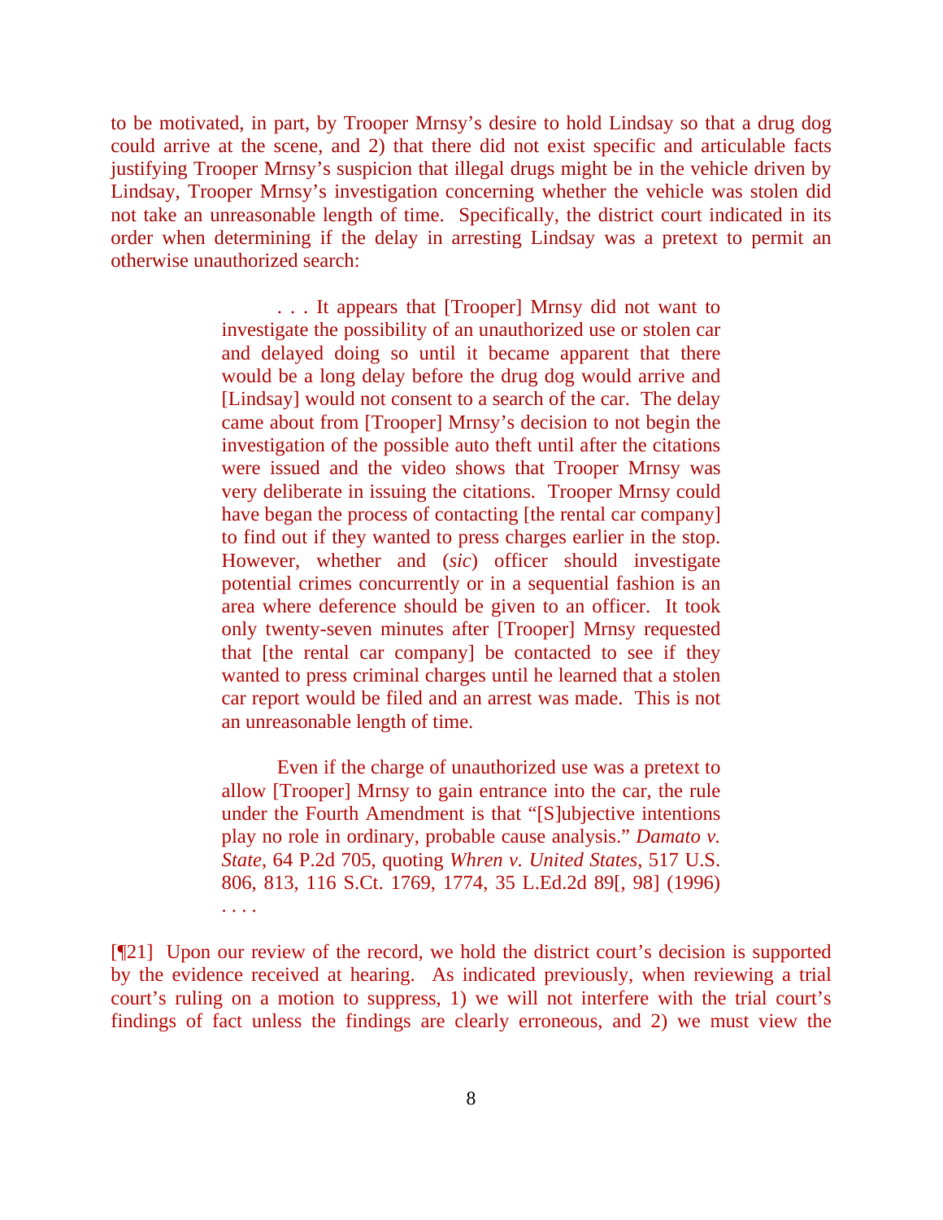to be motivated, in part, by Trooper Mrnsy's desire to hold Lindsay so that a drug dog could arrive at the scene, and 2) that there did not exist specific and articulable facts justifying Trooper Mrnsy's suspicion that illegal drugs might be in the vehicle driven by Lindsay, Trooper Mrnsy's investigation concerning whether the vehicle was stolen did not take an unreasonable length of time. Specifically, the district court indicated in its order when determining if the delay in arresting Lindsay was a pretext to permit an otherwise unauthorized search:

> . . . It appears that [Trooper] Mrnsy did not want to investigate the possibility of an unauthorized use or stolen car and delayed doing so until it became apparent that there would be a long delay before the drug dog would arrive and [Lindsay] would not consent to a search of the car. The delay came about from [Trooper] Mrnsy's decision to not begin the investigation of the possible auto theft until after the citations were issued and the video shows that Trooper Mrnsy was very deliberate in issuing the citations. Trooper Mrnsy could have began the process of contacting [the rental car company] to find out if they wanted to press charges earlier in the stop. However, whether and (*sic*) officer should investigate potential crimes concurrently or in a sequential fashion is an area where deference should be given to an officer. It took only twenty-seven minutes after [Trooper] Mrnsy requested that [the rental car company] be contacted to see if they wanted to press criminal charges until he learned that a stolen car report would be filed and an arrest was made. This is not an unreasonable length of time.
>
> Even if the charge of unauthorized use was a pretext to allow [Trooper] Mrnsy to gain entrance into the car, the rule under the Fourth Amendment is that "[S]ubjective intentions play no role in ordinary, probable cause analysis." *Damato v. State*, 64 P.2d 705, quoting *Whren v. United States*, 517 U.S. 806, 813, 116 S.Ct. 1769, 1774, 35 L.Ed.2d 89[, 98] (1996) . . . .

[¶21] Upon our review of the record, we hold the district court's decision is supported by the evidence received at hearing. As indicated previously, when reviewing a trial court's ruling on a motion to suppress, 1) we will not interfere with the trial court's findings of fact unless the findings are clearly erroneous, and 2) we must view the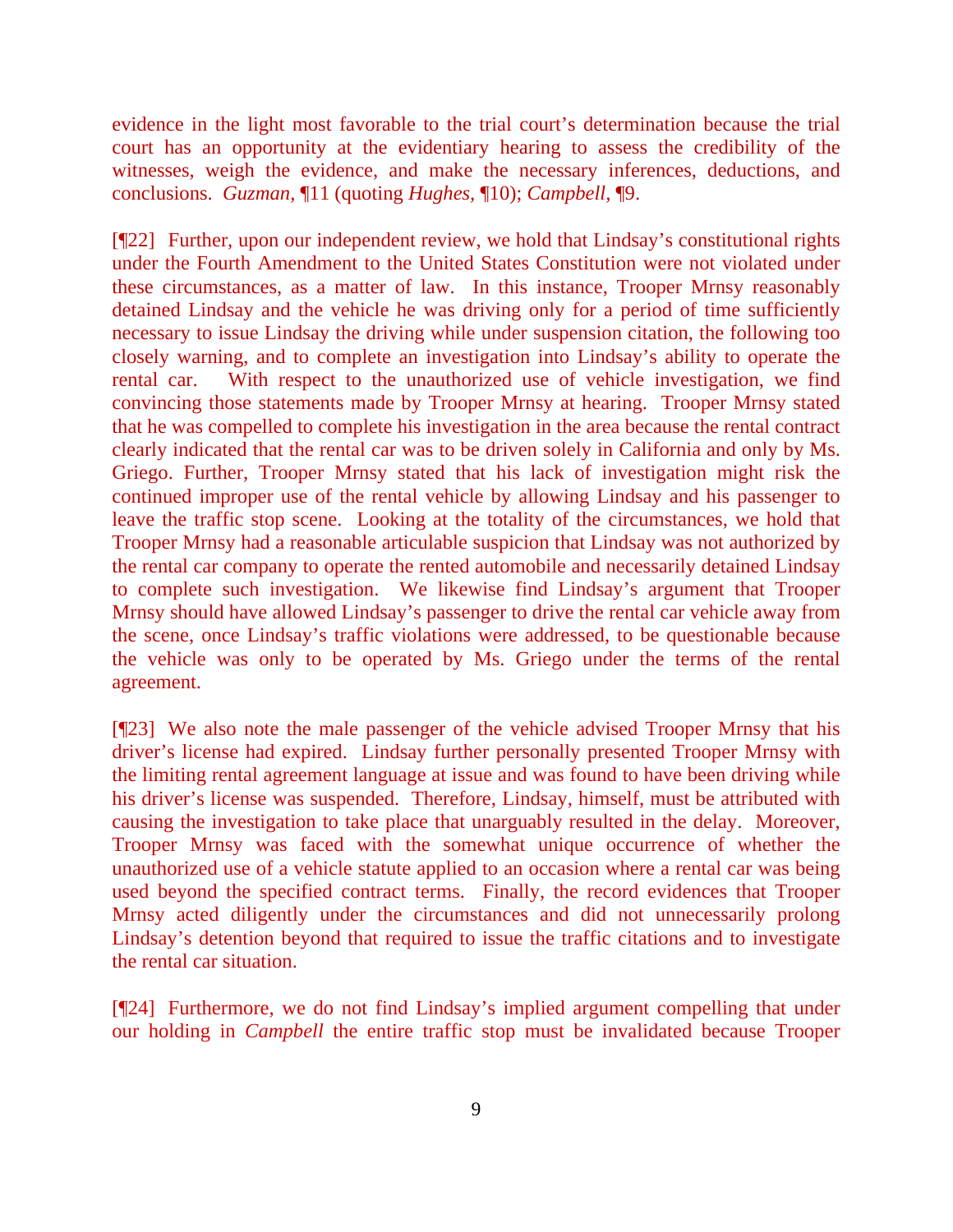evidence in the light most favorable to the trial court's determination because the trial court has an opportunity at the evidentiary hearing to assess the credibility of the witnesses, weigh the evidence, and make the necessary inferences, deductions, and conclusions. *Guzman*, ¶11 (quoting *Hughes*, ¶10); *Campbell*, ¶9.

[¶22] Further, upon our independent review, we hold that Lindsay's constitutional rights under the Fourth Amendment to the United States Constitution were not violated under these circumstances, as a matter of law. In this instance, Trooper Mrnsy reasonably detained Lindsay and the vehicle he was driving only for a period of time sufficiently necessary to issue Lindsay the driving while under suspension citation, the following too closely warning, and to complete an investigation into Lindsay's ability to operate the rental car. With respect to the unauthorized use of vehicle investigation, we find convincing those statements made by Trooper Mrnsy at hearing. Trooper Mrnsy stated that he was compelled to complete his investigation in the area because the rental contract clearly indicated that the rental car was to be driven solely in California and only by Ms. Griego. Further, Trooper Mrnsy stated that his lack of investigation might risk the continued improper use of the rental vehicle by allowing Lindsay and his passenger to leave the traffic stop scene. Looking at the totality of the circumstances, we hold that Trooper Mrnsy had a reasonable articulable suspicion that Lindsay was not authorized by the rental car company to operate the rented automobile and necessarily detained Lindsay to complete such investigation. We likewise find Lindsay's argument that Trooper Mrnsy should have allowed Lindsay's passenger to drive the rental car vehicle away from the scene, once Lindsay's traffic violations were addressed, to be questionable because the vehicle was only to be operated by Ms. Griego under the terms of the rental agreement.

[¶23] We also note the male passenger of the vehicle advised Trooper Mrnsy that his driver's license had expired. Lindsay further personally presented Trooper Mrnsy with the limiting rental agreement language at issue and was found to have been driving while his driver's license was suspended. Therefore, Lindsay, himself, must be attributed with causing the investigation to take place that unarguably resulted in the delay. Moreover, Trooper Mrnsy was faced with the somewhat unique occurrence of whether the unauthorized use of a vehicle statute applied to an occasion where a rental car was being used beyond the specified contract terms. Finally, the record evidences that Trooper Mrnsy acted diligently under the circumstances and did not unnecessarily prolong Lindsay's detention beyond that required to issue the traffic citations and to investigate the rental car situation.

[¶24] Furthermore, we do not find Lindsay's implied argument compelling that under our holding in *Campbell* the entire traffic stop must be invalidated because Trooper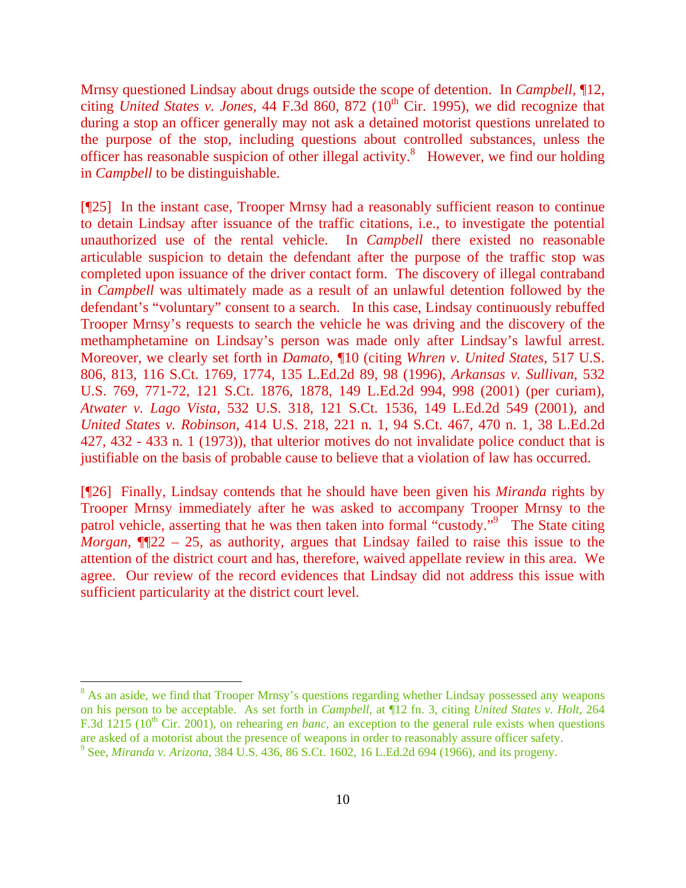Mrnsy questioned Lindsay about drugs outside the scope of detention. In *Campbell*, ¶12, citing *United States v. Jones*, 44 F.3d 860, 872 (10th Cir. 1995), we did recognize that during a stop an officer generally may not ask a detained motorist questions unrelated to the purpose of the stop, including questions about controlled substances, unless the officer has reasonable suspicion of other illegal activity.[8] However, we find our holding in *Campbell* to be distinguishable.

[¶25] In the instant case, Trooper Mrnsy had a reasonably sufficient reason to continue to detain Lindsay after issuance of the traffic citations, i.e., to investigate the potential unauthorized use of the rental vehicle. In *Campbell* there existed no reasonable articulable suspicion to detain the defendant after the purpose of the traffic stop was completed upon issuance of the driver contact form. The discovery of illegal contraband in *Campbell* was ultimately made as a result of an unlawful detention followed by the defendant's "voluntary" consent to a search. In this case, Lindsay continuously rebuffed Trooper Mrnsy's requests to search the vehicle he was driving and the discovery of the methamphetamine on Lindsay's person was made only after Lindsay's lawful arrest. Moreover, we clearly set forth in *Damato*, ¶10 (citing *Whren v. United States*, 517 U.S. 806, 813, 116 S.Ct. 1769, 1774, 135 L.Ed.2d 89, 98 (1996), *Arkansas v. Sullivan*, 532 U.S. 769, 771-72, 121 S.Ct. 1876, 1878, 149 L.Ed.2d 994, 998 (2001) (per curiam), *Atwater v. Lago Vista*, 532 U.S. 318, 121 S.Ct. 1536, 149 L.Ed.2d 549 (2001), and *United States v. Robinson*, 414 U.S. 218, 221 n. 1, 94 S.Ct. 467, 470 n. 1, 38 L.Ed.2d 427, 432 - 433 n. 1 (1973)), that ulterior motives do not invalidate police conduct that is justifiable on the basis of probable cause to believe that a violation of law has occurred.

[¶26] Finally, Lindsay contends that he should have been given his *Miranda* rights by Trooper Mrnsy immediately after he was asked to accompany Trooper Mrnsy to the patrol vehicle, asserting that he was then taken into formal "custody."[9] The State citing *Morgan*, ¶¶22 – 25, as authority, argues that Lindsay failed to raise this issue to the attention of the district court and has, therefore, waived appellate review in this area. We agree. Our review of the record evidences that Lindsay did not address this issue with sufficient particularity at the district court level.

---

[8] As an aside, we find that Trooper Mrnsy's questions regarding whether Lindsay possessed any weapons on his person to be acceptable. As set forth in *Campbell*, at ¶12 fn. 3, citing *United States v. Holt*, 264 F.3d 1215 (10th Cir. 2001), on rehearing *en banc*, an exception to the general rule exists when questions are asked of a motorist about the presence of weapons in order to reasonably assure officer safety.

[9] See, *Miranda v. Arizona*, 384 U.S. 436, 86 S.Ct. 1602, 16 L.Ed.2d 694 (1966), and its progeny.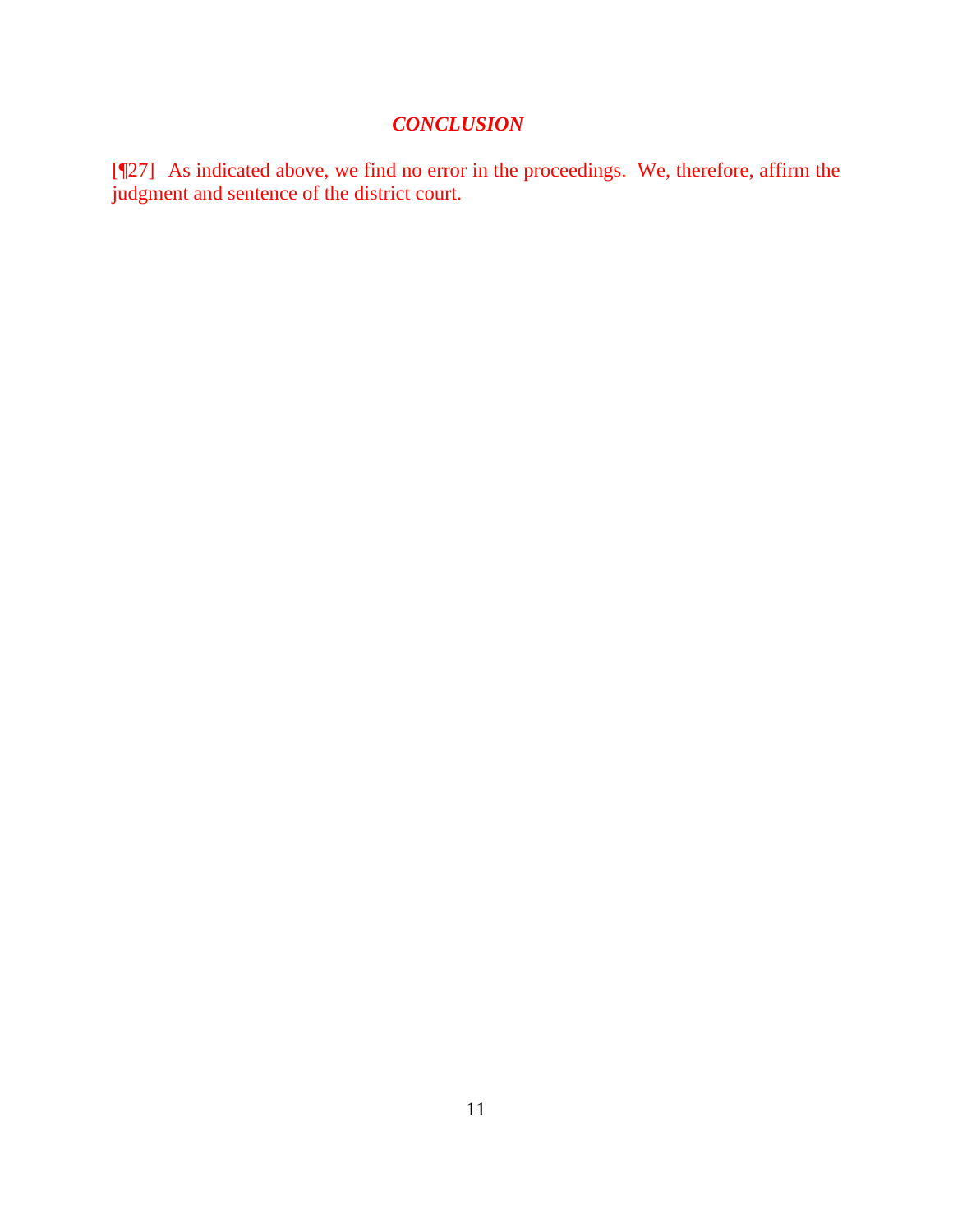## *CONCLUSION*

[¶27] As indicated above, we find no error in the proceedings. We, therefore, affirm the judgment and sentence of the district court.